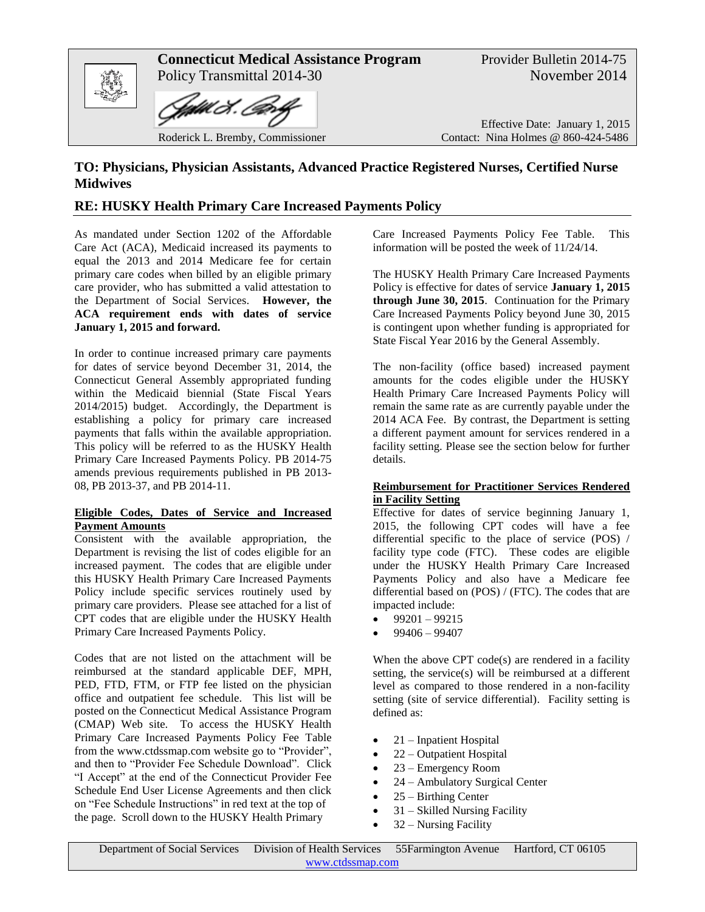**Connecticut Medical Assistance Program**
Policy Transmittal 2014-30

Provider Bulletin 2014-75
November 2014

Roderick L. Bremby, Commissioner

Effective Date: January 1, 2015
Contact: Nina Holmes @ 860-424-5486

## TO: Physicians, Physician Assistants, Advanced Practice Registered Nurses, Certified Nurse Midwives

## RE: HUSKY Health Primary Care Increased Payments Policy

As mandated under Section 1202 of the Affordable Care Act (ACA), Medicaid increased its payments to equal the 2013 and 2014 Medicare fee for certain primary care codes when billed by an eligible primary care provider, who has submitted a valid attestation to the Department of Social Services. **However, the ACA requirement ends with dates of service January 1, 2015 and forward.**

In order to continue increased primary care payments for dates of service beyond December 31, 2014, the Connecticut General Assembly appropriated funding within the Medicaid biennial (State Fiscal Years 2014/2015) budget. Accordingly, the Department is establishing a policy for primary care increased payments that falls within the available appropriation. This policy will be referred to as the HUSKY Health Primary Care Increased Payments Policy. PB 2014-75 amends previous requirements published in PB 2013-08, PB 2013-37, and PB 2014-11.

**Eligible Codes, Dates of Service and Increased Payment Amounts**

Consistent with the available appropriation, the Department is revising the list of codes eligible for an increased payment. The codes that are eligible under this HUSKY Health Primary Care Increased Payments Policy include specific services routinely used by primary care providers. Please see attached for a list of CPT codes that are eligible under the HUSKY Health Primary Care Increased Payments Policy.

Codes that are not listed on the attachment will be reimbursed at the standard applicable DEF, MPH, PED, FTD, FTM, or FTP fee listed on the physician office and outpatient fee schedule. This list will be posted on the Connecticut Medical Assistance Program (CMAP) Web site. To access the HUSKY Health Primary Care Increased Payments Policy Fee Table from the www.ctdssmap.com website go to "Provider", and then to "Provider Fee Schedule Download". Click "I Accept" at the end of the Connecticut Provider Fee Schedule End User License Agreements and then click on "Fee Schedule Instructions" in red text at the top of the page. Scroll down to the HUSKY Health Primary Care Increased Payments Policy Fee Table. This information will be posted the week of 11/24/14.

The HUSKY Health Primary Care Increased Payments Policy is effective for dates of service **January 1, 2015 through June 30, 2015**. Continuation for the Primary Care Increased Payments Policy beyond June 30, 2015 is contingent upon whether funding is appropriated for State Fiscal Year 2016 by the General Assembly.

The non-facility (office based) increased payment amounts for the codes eligible under the HUSKY Health Primary Care Increased Payments Policy will remain the same rate as are currently payable under the 2014 ACA Fee. By contrast, the Department is setting a different payment amount for services rendered in a facility setting. Please see the section below for further details.

**Reimbursement for Practitioner Services Rendered in Facility Setting**

Effective for dates of service beginning January 1, 2015, the following CPT codes will have a fee differential specific to the place of service (POS) / facility type code (FTC). These codes are eligible under the HUSKY Health Primary Care Increased Payments Policy and also have a Medicare fee differential based on (POS) / (FTC). The codes that are impacted include:

- 99201 – 99215
- 99406 – 99407

When the above CPT code(s) are rendered in a facility setting, the service(s) will be reimbursed at a different level as compared to those rendered in a non-facility setting (site of service differential). Facility setting is defined as:

- 21 – Inpatient Hospital
- 22 – Outpatient Hospital
- 23 – Emergency Room
- 24 – Ambulatory Surgical Center
- 25 – Birthing Center
- 31 – Skilled Nursing Facility
- 32 – Nursing Facility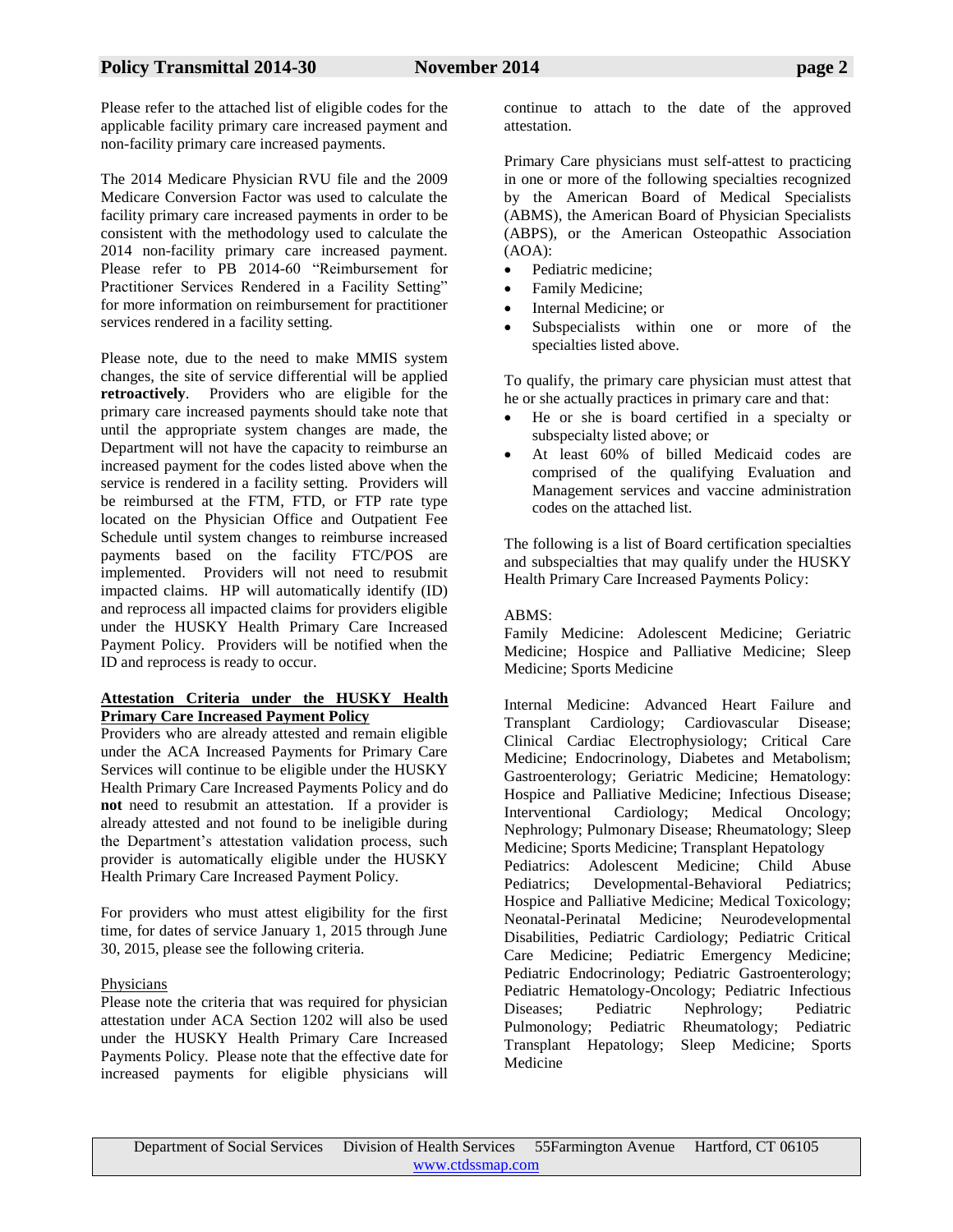Please refer to the attached list of eligible codes for the applicable facility primary care increased payment and non-facility primary care increased payments.

The 2014 Medicare Physician RVU file and the 2009 Medicare Conversion Factor was used to calculate the facility primary care increased payments in order to be consistent with the methodology used to calculate the 2014 non-facility primary care increased payment. Please refer to PB 2014-60 "Reimbursement for Practitioner Services Rendered in a Facility Setting" for more information on reimbursement for practitioner services rendered in a facility setting.

Please note, due to the need to make MMIS system changes, the site of service differential will be applied **retroactively**. Providers who are eligible for the primary care increased payments should take note that until the appropriate system changes are made, the Department will not have the capacity to reimburse an increased payment for the codes listed above when the service is rendered in a facility setting. Providers will be reimbursed at the FTM, FTD, or FTP rate type located on the Physician Office and Outpatient Fee Schedule until system changes to reimburse increased payments based on the facility FTC/POS are implemented. Providers will not need to resubmit impacted claims. HP will automatically identify (ID) and reprocess all impacted claims for providers eligible under the HUSKY Health Primary Care Increased Payment Policy. Providers will be notified when the ID and reprocess is ready to occur.

**Attestation Criteria under the HUSKY Health Primary Care Increased Payment Policy**

Providers who are already attested and remain eligible under the ACA Increased Payments for Primary Care Services will continue to be eligible under the HUSKY Health Primary Care Increased Payments Policy and do **not** need to resubmit an attestation. If a provider is already attested and not found to be ineligible during the Department's attestation validation process, such provider is automatically eligible under the HUSKY Health Primary Care Increased Payment Policy.

For providers who must attest eligibility for the first time, for dates of service January 1, 2015 through June 30, 2015, please see the following criteria.

Physicians

Please note the criteria that was required for physician attestation under ACA Section 1202 will also be used under the HUSKY Health Primary Care Increased Payments Policy. Please note that the effective date for increased payments for eligible physicians will continue to attach to the date of the approved attestation.

Primary Care physicians must self-attest to practicing in one or more of the following specialties recognized by the American Board of Medical Specialists (ABMS), the American Board of Physician Specialists (ABPS), or the American Osteopathic Association (AOA):

- Pediatric medicine;
- Family Medicine;
- Internal Medicine; or
- Subspecialists within one or more of the specialties listed above.

To qualify, the primary care physician must attest that he or she actually practices in primary care and that:

- He or she is board certified in a specialty or subspecialty listed above; or
- At least 60% of billed Medicaid codes are comprised of the qualifying Evaluation and Management services and vaccine administration codes on the attached list.

The following is a list of Board certification specialties and subspecialties that may qualify under the HUSKY Health Primary Care Increased Payments Policy:

ABMS:

Family Medicine: Adolescent Medicine; Geriatric Medicine; Hospice and Palliative Medicine; Sleep Medicine; Sports Medicine

Internal Medicine: Advanced Heart Failure and Transplant Cardiology; Cardiovascular Disease; Clinical Cardiac Electrophysiology; Critical Care Medicine; Endocrinology, Diabetes and Metabolism; Gastroenterology; Geriatric Medicine; Hematology: Hospice and Palliative Medicine; Infectious Disease; Interventional Cardiology; Medical Oncology; Nephrology; Pulmonary Disease; Rheumatology; Sleep Medicine; Sports Medicine; Transplant Hepatology

Pediatrics: Adolescent Medicine; Child Abuse Pediatrics; Developmental-Behavioral Pediatrics; Hospice and Palliative Medicine; Medical Toxicology; Neonatal-Perinatal Medicine; Neurodevelopmental Disabilities, Pediatric Cardiology; Pediatric Critical Care Medicine; Pediatric Emergency Medicine; Pediatric Endocrinology; Pediatric Gastroenterology; Pediatric Hematology-Oncology; Pediatric Infectious Diseases; Pediatric Nephrology; Pediatric Pulmonology; Pediatric Rheumatology; Pediatric Transplant Hepatology; Sleep Medicine; Sports Medicine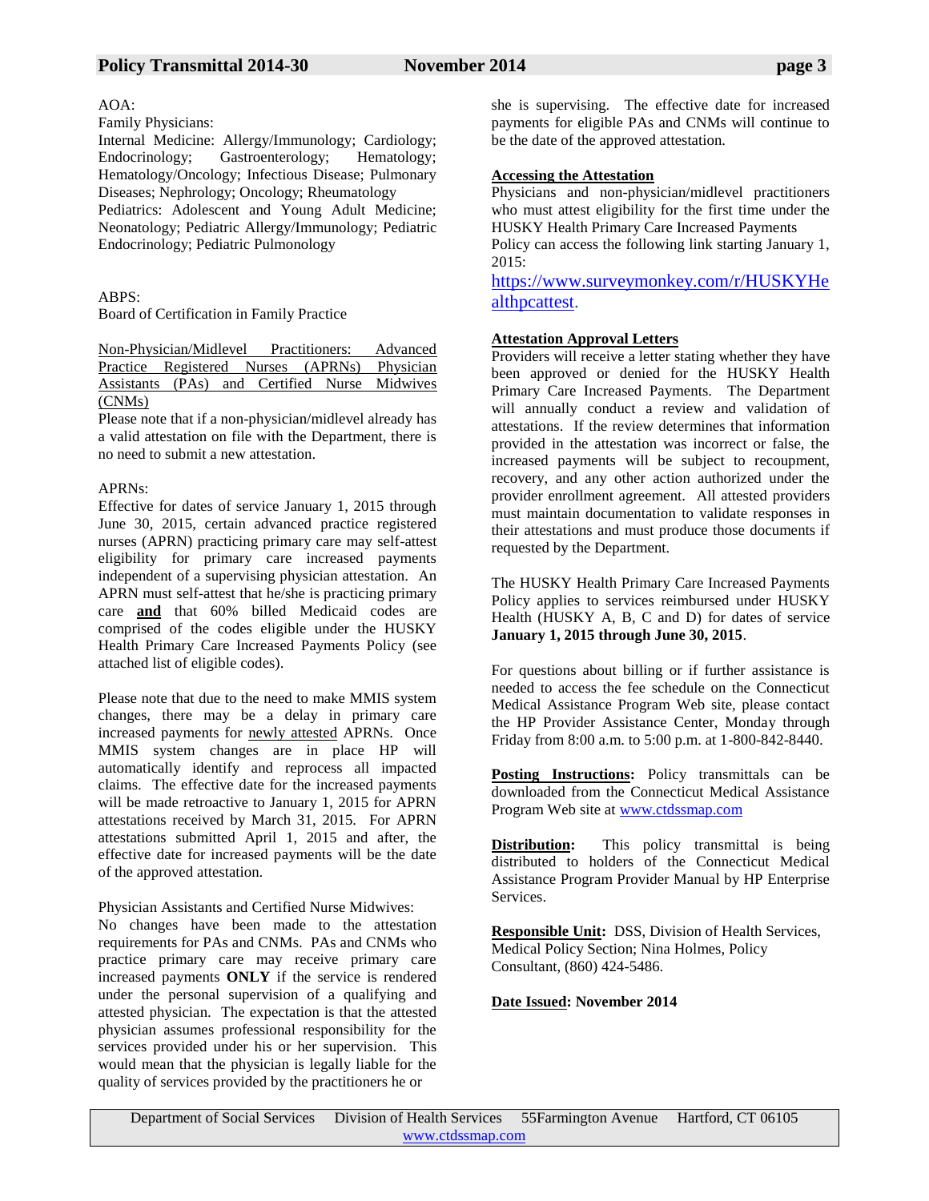AOA:

Family Physicians:

Internal Medicine: Allergy/Immunology; Cardiology; Endocrinology; Gastroenterology; Hematology; Hematology/Oncology; Infectious Disease; Pulmonary Diseases; Nephrology; Oncology; Rheumatology

Pediatrics: Adolescent and Young Adult Medicine; Neonatology; Pediatric Allergy/Immunology; Pediatric Endocrinology; Pediatric Pulmonology

ABPS:

Board of Certification in Family Practice

<u>Non-Physician/Midlevel Practitioners: Advanced Practice Registered Nurses (APRNs) Physician Assistants (PAs) and Certified Nurse Midwives (CNMs)</u>

Please note that if a non-physician/midlevel already has a valid attestation on file with the Department, there is no need to submit a new attestation.

APRNs:

Effective for dates of service January 1, 2015 through June 30, 2015, certain advanced practice registered nurses (APRN) practicing primary care may self-attest eligibility for primary care increased payments independent of a supervising physician attestation. An APRN must self-attest that he/she is practicing primary care **<u>and</u>** that 60% billed Medicaid codes are comprised of the codes eligible under the HUSKY Health Primary Care Increased Payments Policy (see attached list of eligible codes).

Please note that due to the need to make MMIS system changes, there may be a delay in primary care increased payments for <u>newly attested</u> APRNs. Once MMIS system changes are in place HP will automatically identify and reprocess all impacted claims. The effective date for the increased payments will be made retroactive to January 1, 2015 for APRN attestations received by March 31, 2015. For APRN attestations submitted April 1, 2015 and after, the effective date for increased payments will be the date of the approved attestation.

Physician Assistants and Certified Nurse Midwives:

No changes have been made to the attestation requirements for PAs and CNMs. PAs and CNMs who practice primary care may receive primary care increased payments **ONLY** if the service is rendered under the personal supervision of a qualifying and attested physician. The expectation is that the attested physician assumes professional responsibility for the services provided under his or her supervision. This would mean that the physician is legally liable for the quality of services provided by the practitioners he or she is supervising. The effective date for increased payments for eligible PAs and CNMs will continue to be the date of the approved attestation.

**<u>Accessing the Attestation</u>**

Physicians and non-physician/midlevel practitioners who must attest eligibility for the first time under the HUSKY Health Primary Care Increased Payments Policy can access the following link starting January 1, 2015:

https://www.surveymonkey.com/r/HUSKYHealthpcattest.

**<u>Attestation Approval Letters</u>**

Providers will receive a letter stating whether they have been approved or denied for the HUSKY Health Primary Care Increased Payments. The Department will annually conduct a review and validation of attestations. If the review determines that information provided in the attestation was incorrect or false, the increased payments will be subject to recoupment, recovery, and any other action authorized under the provider enrollment agreement. All attested providers must maintain documentation to validate responses in their attestations and must produce those documents if requested by the Department.

The HUSKY Health Primary Care Increased Payments Policy applies to services reimbursed under HUSKY Health (HUSKY A, B, C and D) for dates of service **January 1, 2015 through June 30, 2015**.

For questions about billing or if further assistance is needed to access the fee schedule on the Connecticut Medical Assistance Program Web site, please contact the HP Provider Assistance Center, Monday through Friday from 8:00 a.m. to 5:00 p.m. at 1-800-842-8440.

**<u>Posting Instructions</u>:** Policy transmittals can be downloaded from the Connecticut Medical Assistance Program Web site at www.ctdssmap.com

**<u>Distribution</u>:** This policy transmittal is being distributed to holders of the Connecticut Medical Assistance Program Provider Manual by HP Enterprise Services.

**<u>Responsible Unit</u>:** DSS, Division of Health Services, Medical Policy Section; Nina Holmes, Policy Consultant, (860) 424-5486.

**<u>Date Issued</u>: November 2014**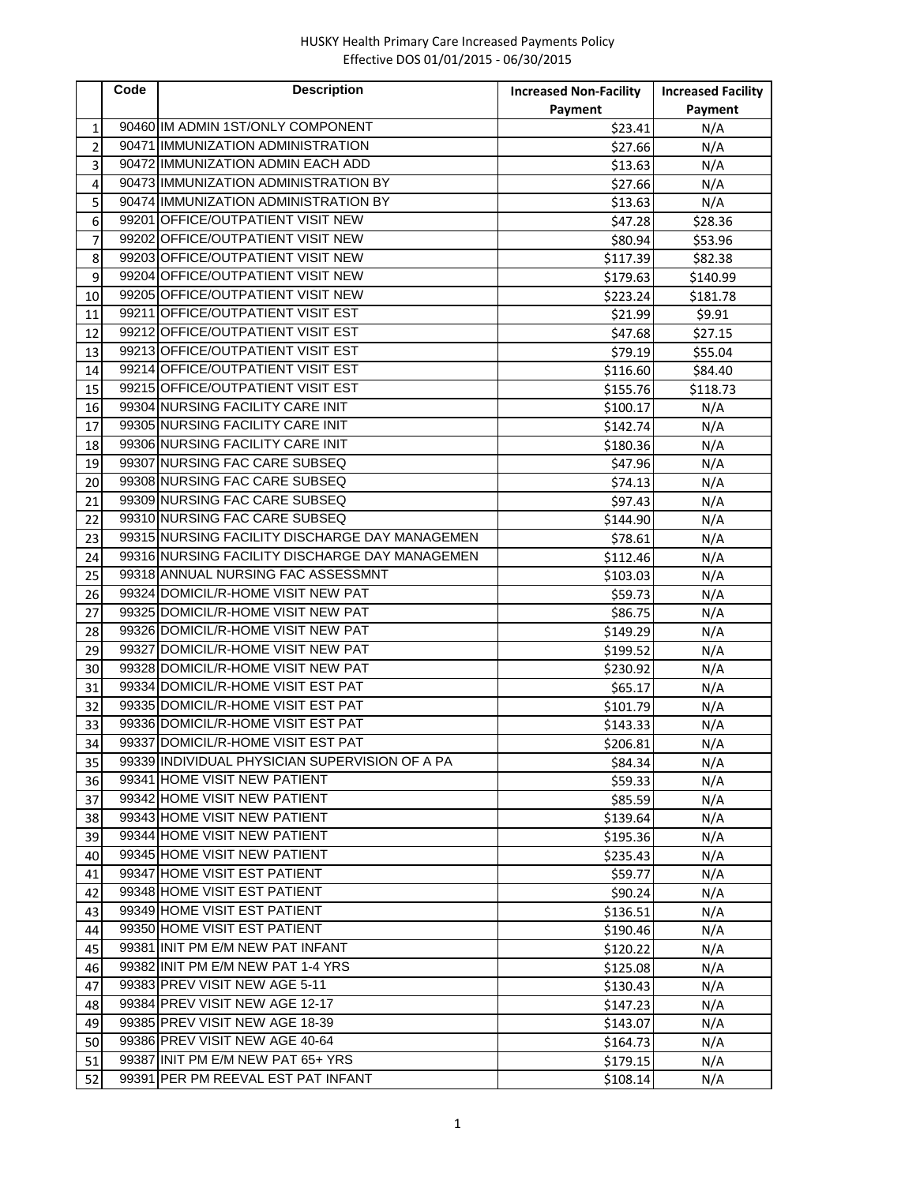HUSKY Health Primary Care Increased Payments Policy
Effective DOS 01/01/2015 - 06/30/2015

| | Code | Description | Increased Non-Facility Payment | Increased Facility Payment |
|---|---|---|---|---|
| 1 | 90460 | IM ADMIN 1ST/ONLY COMPONENT | $23.41 | N/A |
| 2 | 90471 | IMMUNIZATION ADMINISTRATION | $27.66 | N/A |
| 3 | 90472 | IMMUNIZATION ADMIN EACH ADD | $13.63 | N/A |
| 4 | 90473 | IMMUNIZATION ADMINISTRATION BY | $27.66 | N/A |
| 5 | 90474 | IMMUNIZATION ADMINISTRATION BY | $13.63 | N/A |
| 6 | 99201 | OFFICE/OUTPATIENT VISIT NEW | $47.28 | $28.36 |
| 7 | 99202 | OFFICE/OUTPATIENT VISIT NEW | $80.94 | $53.96 |
| 8 | 99203 | OFFICE/OUTPATIENT VISIT NEW | $117.39 | $82.38 |
| 9 | 99204 | OFFICE/OUTPATIENT VISIT NEW | $179.63 | $140.99 |
| 10 | 99205 | OFFICE/OUTPATIENT VISIT NEW | $223.24 | $181.78 |
| 11 | 99211 | OFFICE/OUTPATIENT VISIT EST | $21.99 | $9.91 |
| 12 | 99212 | OFFICE/OUTPATIENT VISIT EST | $47.68 | $27.15 |
| 13 | 99213 | OFFICE/OUTPATIENT VISIT EST | $79.19 | $55.04 |
| 14 | 99214 | OFFICE/OUTPATIENT VISIT EST | $116.60 | $84.40 |
| 15 | 99215 | OFFICE/OUTPATIENT VISIT EST | $155.76 | $118.73 |
| 16 | 99304 | NURSING FACILITY CARE INIT | $100.17 | N/A |
| 17 | 99305 | NURSING FACILITY CARE INIT | $142.74 | N/A |
| 18 | 99306 | NURSING FACILITY CARE INIT | $180.36 | N/A |
| 19 | 99307 | NURSING FAC CARE SUBSEQ | $47.96 | N/A |
| 20 | 99308 | NURSING FAC CARE SUBSEQ | $74.13 | N/A |
| 21 | 99309 | NURSING FAC CARE SUBSEQ | $97.43 | N/A |
| 22 | 99310 | NURSING FAC CARE SUBSEQ | $144.90 | N/A |
| 23 | 99315 | NURSING FACILITY DISCHARGE DAY MANAGEMEN | $78.61 | N/A |
| 24 | 99316 | NURSING FACILITY DISCHARGE DAY MANAGEMEN | $112.46 | N/A |
| 25 | 99318 | ANNUAL NURSING FAC ASSESSMNT | $103.03 | N/A |
| 26 | 99324 | DOMICIL/R-HOME VISIT NEW PAT | $59.73 | N/A |
| 27 | 99325 | DOMICIL/R-HOME VISIT NEW PAT | $86.75 | N/A |
| 28 | 99326 | DOMICIL/R-HOME VISIT NEW PAT | $149.29 | N/A |
| 29 | 99327 | DOMICIL/R-HOME VISIT NEW PAT | $199.52 | N/A |
| 30 | 99328 | DOMICIL/R-HOME VISIT NEW PAT | $230.92 | N/A |
| 31 | 99334 | DOMICIL/R-HOME VISIT EST PAT | $65.17 | N/A |
| 32 | 99335 | DOMICIL/R-HOME VISIT EST PAT | $101.79 | N/A |
| 33 | 99336 | DOMICIL/R-HOME VISIT EST PAT | $143.33 | N/A |
| 34 | 99337 | DOMICIL/R-HOME VISIT EST PAT | $206.81 | N/A |
| 35 | 99339 | INDIVIDUAL PHYSICIAN SUPERVISION OF A PA | $84.34 | N/A |
| 36 | 99341 | HOME VISIT NEW PATIENT | $59.33 | N/A |
| 37 | 99342 | HOME VISIT NEW PATIENT | $85.59 | N/A |
| 38 | 99343 | HOME VISIT NEW PATIENT | $139.64 | N/A |
| 39 | 99344 | HOME VISIT NEW PATIENT | $195.36 | N/A |
| 40 | 99345 | HOME VISIT NEW PATIENT | $235.43 | N/A |
| 41 | 99347 | HOME VISIT EST PATIENT | $59.77 | N/A |
| 42 | 99348 | HOME VISIT EST PATIENT | $90.24 | N/A |
| 43 | 99349 | HOME VISIT EST PATIENT | $136.51 | N/A |
| 44 | 99350 | HOME VISIT EST PATIENT | $190.46 | N/A |
| 45 | 99381 | INIT PM E/M NEW PAT INFANT | $120.22 | N/A |
| 46 | 99382 | INIT PM E/M NEW PAT 1-4 YRS | $125.08 | N/A |
| 47 | 99383 | PREV VISIT NEW AGE 5-11 | $130.43 | N/A |
| 48 | 99384 | PREV VISIT NEW AGE 12-17 | $147.23 | N/A |
| 49 | 99385 | PREV VISIT NEW AGE 18-39 | $143.07 | N/A |
| 50 | 99386 | PREV VISIT NEW AGE 40-64 | $164.73 | N/A |
| 51 | 99387 | INIT PM E/M NEW PAT 65+ YRS | $179.15 | N/A |
| 52 | 99391 | PER PM REEVAL EST PAT INFANT | $108.14 | N/A |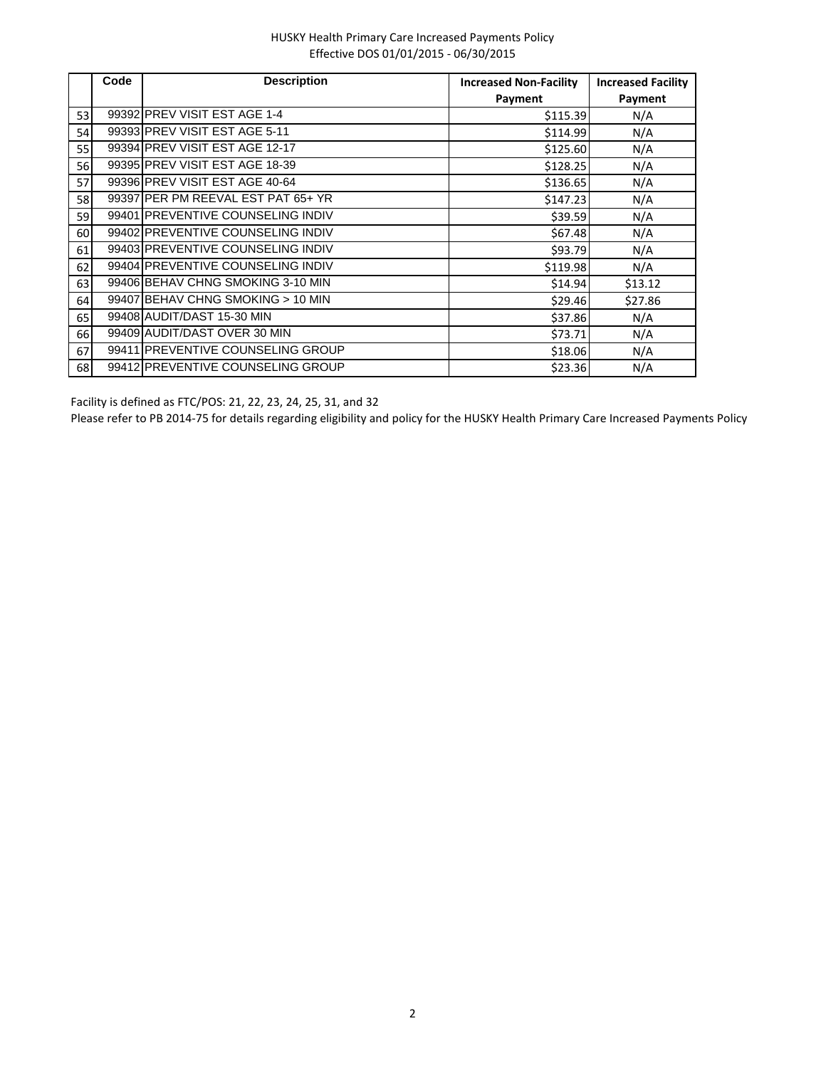HUSKY Health Primary Care Increased Payments Policy
Effective DOS 01/01/2015 - 06/30/2015

| | Code | Description | Increased Non-Facility Payment | Increased Facility Payment |
|---|---|---|---|---|
| 53 | 99392 | PREV VISIT EST AGE 1-4 | $115.39 | N/A |
| 54 | 99393 | PREV VISIT EST AGE 5-11 | $114.99 | N/A |
| 55 | 99394 | PREV VISIT EST AGE 12-17 | $125.60 | N/A |
| 56 | 99395 | PREV VISIT EST AGE 18-39 | $128.25 | N/A |
| 57 | 99396 | PREV VISIT EST AGE 40-64 | $136.65 | N/A |
| 58 | 99397 | PER PM REEVAL EST PAT 65+ YR | $147.23 | N/A |
| 59 | 99401 | PREVENTIVE COUNSELING INDIV | $39.59 | N/A |
| 60 | 99402 | PREVENTIVE COUNSELING INDIV | $67.48 | N/A |
| 61 | 99403 | PREVENTIVE COUNSELING INDIV | $93.79 | N/A |
| 62 | 99404 | PREVENTIVE COUNSELING INDIV | $119.98 | N/A |
| 63 | 99406 | BEHAV CHNG SMOKING 3-10 MIN | $14.94 | $13.12 |
| 64 | 99407 | BEHAV CHNG SMOKING > 10 MIN | $29.46 | $27.86 |
| 65 | 99408 | AUDIT/DAST 15-30 MIN | $37.86 | N/A |
| 66 | 99409 | AUDIT/DAST OVER 30 MIN | $73.71 | N/A |
| 67 | 99411 | PREVENTIVE COUNSELING GROUP | $18.06 | N/A |
| 68 | 99412 | PREVENTIVE COUNSELING GROUP | $23.36 | N/A |

Facility is defined as FTC/POS: 21, 22, 23, 24, 25, 31, and 32

Please refer to PB 2014-75 for details regarding eligibility and policy for the HUSKY Health Primary Care Increased Payments Policy